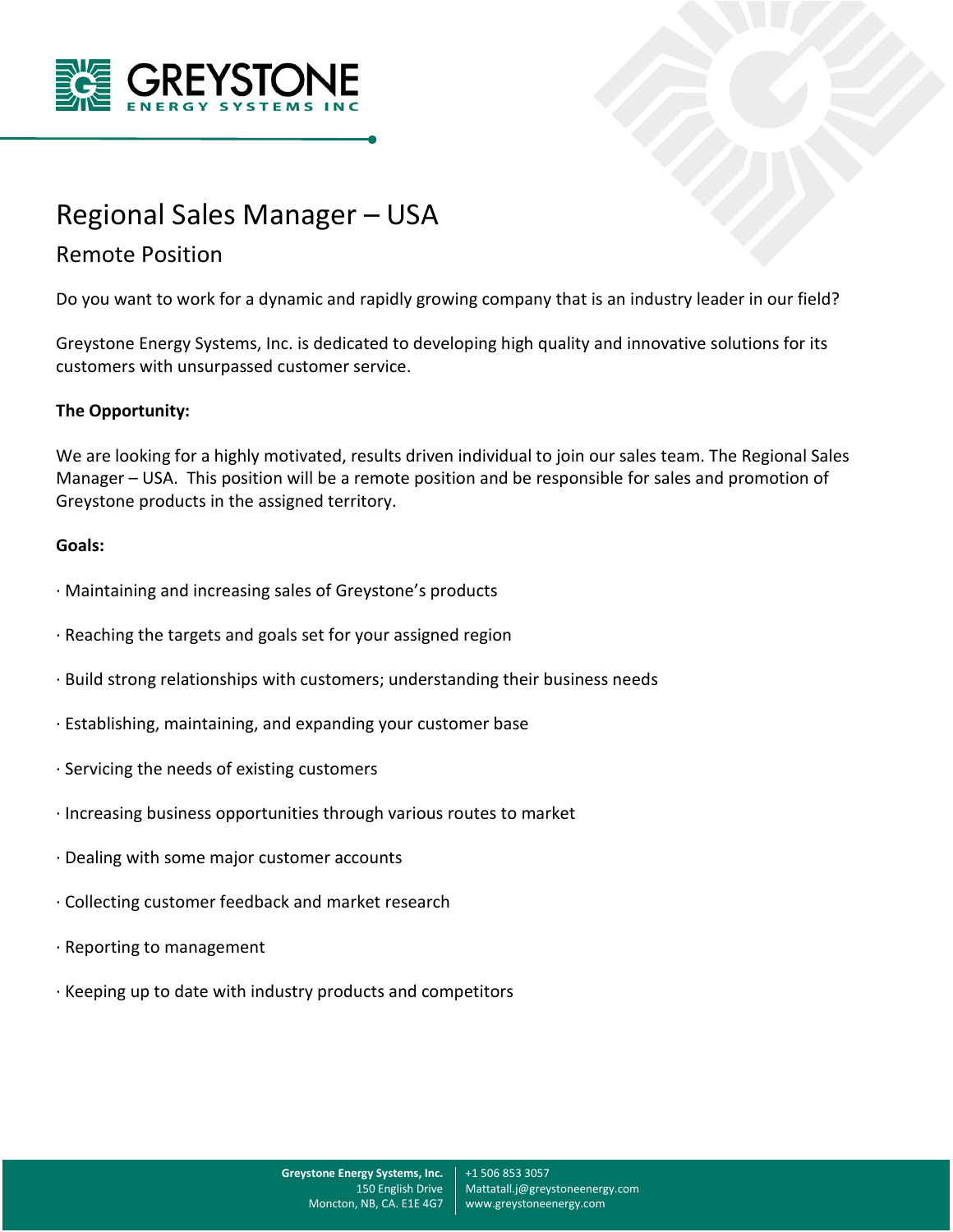# Regional Sales Manager – USA

## Remote Position

Do you want to work for a dynamic and rapidly growing company that is an industry leader in our field?

Greystone Energy Systems, Inc. is dedicated to developing high quality and innovative solutions for its customers with unsurpassed customer service.

**The Opportunity:**

We are looking for a highly motivated, results driven individual to join our sales team. The Regional Sales Manager – USA. This position will be a remote position and be responsible for sales and promotion of Greystone products in the assigned territory.

**Goals:**

· Maintaining and increasing sales of Greystone's products

· Reaching the targets and goals set for your assigned region

· Build strong relationships with customers; understanding their business needs

· Establishing, maintaining, and expanding your customer base

· Servicing the needs of existing customers

· Increasing business opportunities through various routes to market

· Dealing with some major customer accounts

· Collecting customer feedback and market research

· Reporting to management

· Keeping up to date with industry products and competitors

**Greystone Energy Systems, Inc.**
150 English Drive
Moncton, NB, CA. E1E 4G7

+1 506 853 3057
Mattatall.j@greystoneenergy.com
www.greystoneenergy.com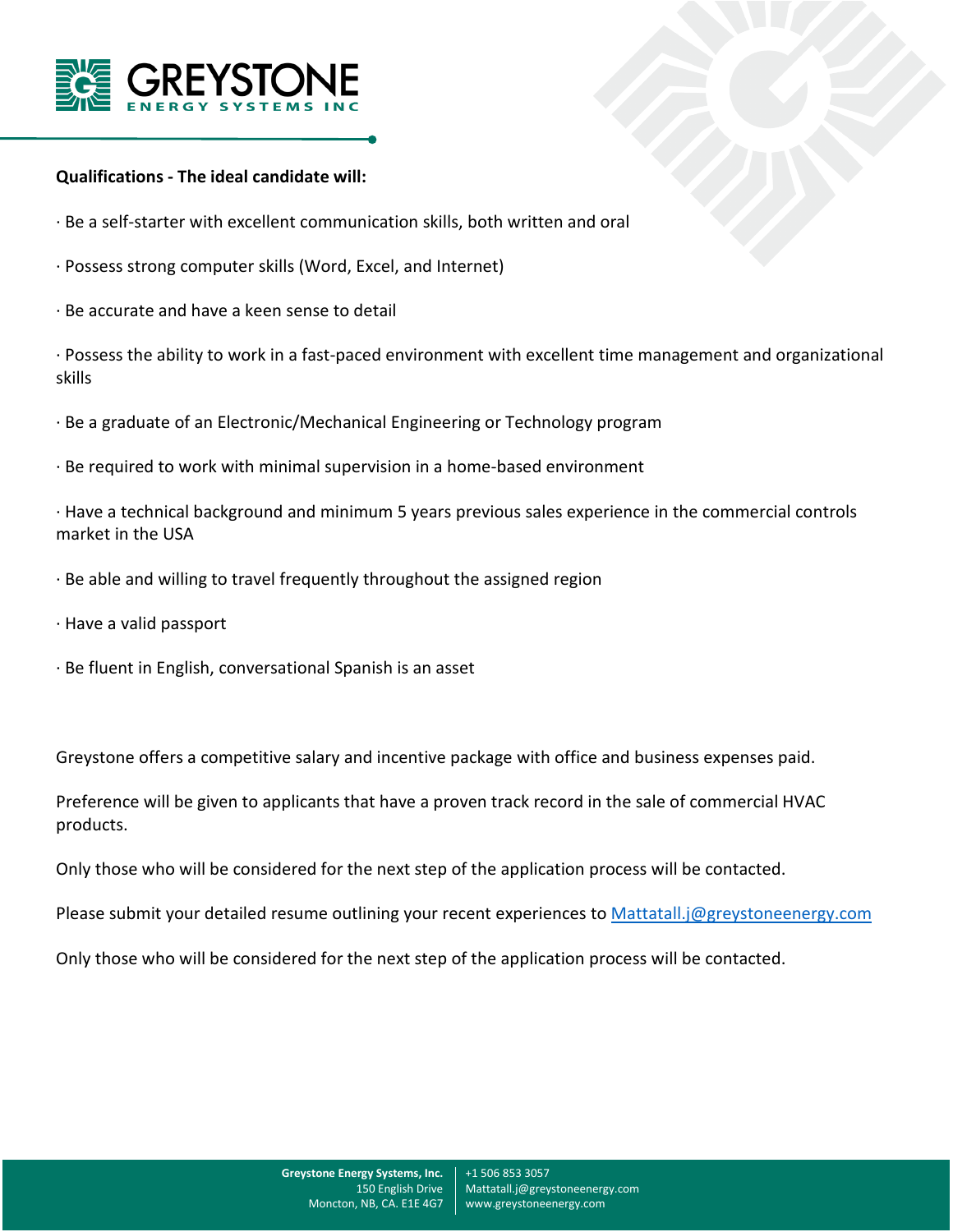**Qualifications - The ideal candidate will:**

· Be a self-starter with excellent communication skills, both written and oral

· Possess strong computer skills (Word, Excel, and Internet)

· Be accurate and have a keen sense to detail

· Possess the ability to work in a fast-paced environment with excellent time management and organizational skills

· Be a graduate of an Electronic/Mechanical Engineering or Technology program

· Be required to work with minimal supervision in a home-based environment

· Have a technical background and minimum 5 years previous sales experience in the commercial controls market in the USA

· Be able and willing to travel frequently throughout the assigned region

· Have a valid passport

· Be fluent in English, conversational Spanish is an asset

Greystone offers a competitive salary and incentive package with office and business expenses paid.

Preference will be given to applicants that have a proven track record in the sale of commercial HVAC products.

Only those who will be considered for the next step of the application process will be contacted.

Please submit your detailed resume outlining your recent experiences to Mattatall.j@greystoneenergy.com

Only those who will be considered for the next step of the application process will be contacted.